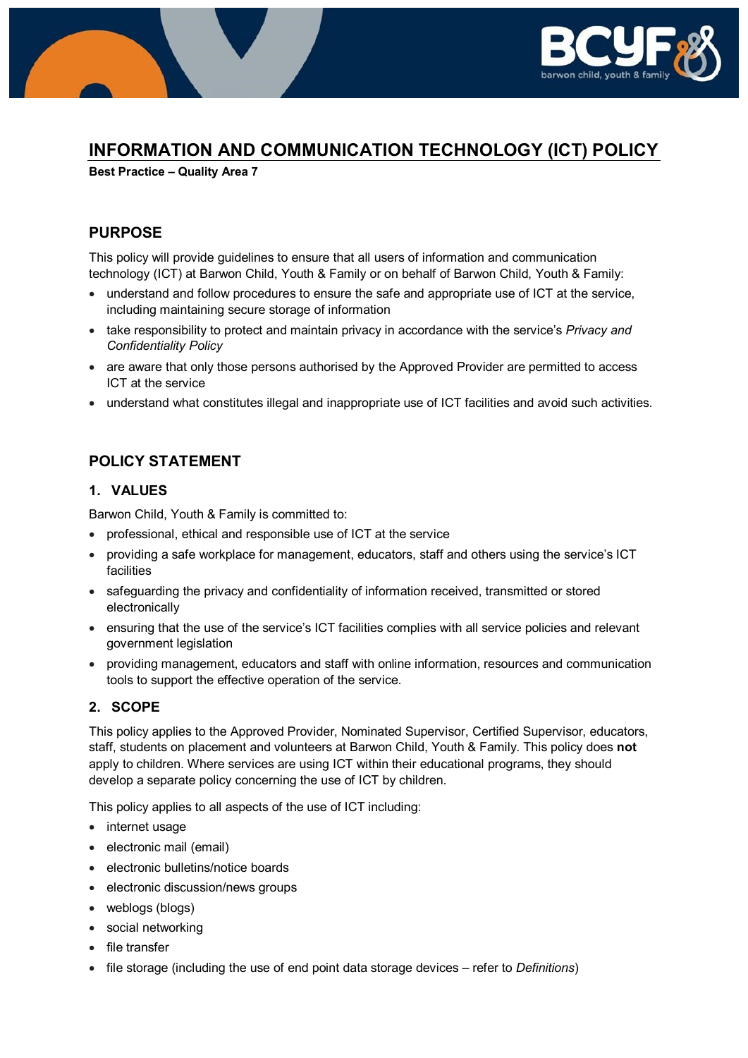# INFORMATION AND COMMUNICATION TECHNOLOGY (ICT) POLICY

**Best Practice – Quality Area 7**

## PURPOSE

This policy will provide guidelines to ensure that all users of information and communication technology (ICT) at Barwon Child, Youth & Family or on behalf of Barwon Child, Youth & Family:

- understand and follow procedures to ensure the safe and appropriate use of ICT at the service, including maintaining secure storage of information
- take responsibility to protect and maintain privacy in accordance with the service's *Privacy and Confidentiality Policy*
- are aware that only those persons authorised by the Approved Provider are permitted to access ICT at the service
- understand what constitutes illegal and inappropriate use of ICT facilities and avoid such activities.

## POLICY STATEMENT

### 1. VALUES

Barwon Child, Youth & Family is committed to:

- professional, ethical and responsible use of ICT at the service
- providing a safe workplace for management, educators, staff and others using the service's ICT facilities
- safeguarding the privacy and confidentiality of information received, transmitted or stored electronically
- ensuring that the use of the service's ICT facilities complies with all service policies and relevant government legislation
- providing management, educators and staff with online information, resources and communication tools to support the effective operation of the service.

### 2. SCOPE

This policy applies to the Approved Provider, Nominated Supervisor, Certified Supervisor, educators, staff, students on placement and volunteers at Barwon Child, Youth & Family. This policy does **not** apply to children. Where services are using ICT within their educational programs, they should develop a separate policy concerning the use of ICT by children.

This policy applies to all aspects of the use of ICT including:

- internet usage
- electronic mail (email)
- electronic bulletins/notice boards
- electronic discussion/news groups
- weblogs (blogs)
- social networking
- file transfer
- file storage (including the use of end point data storage devices – refer to *Definitions*)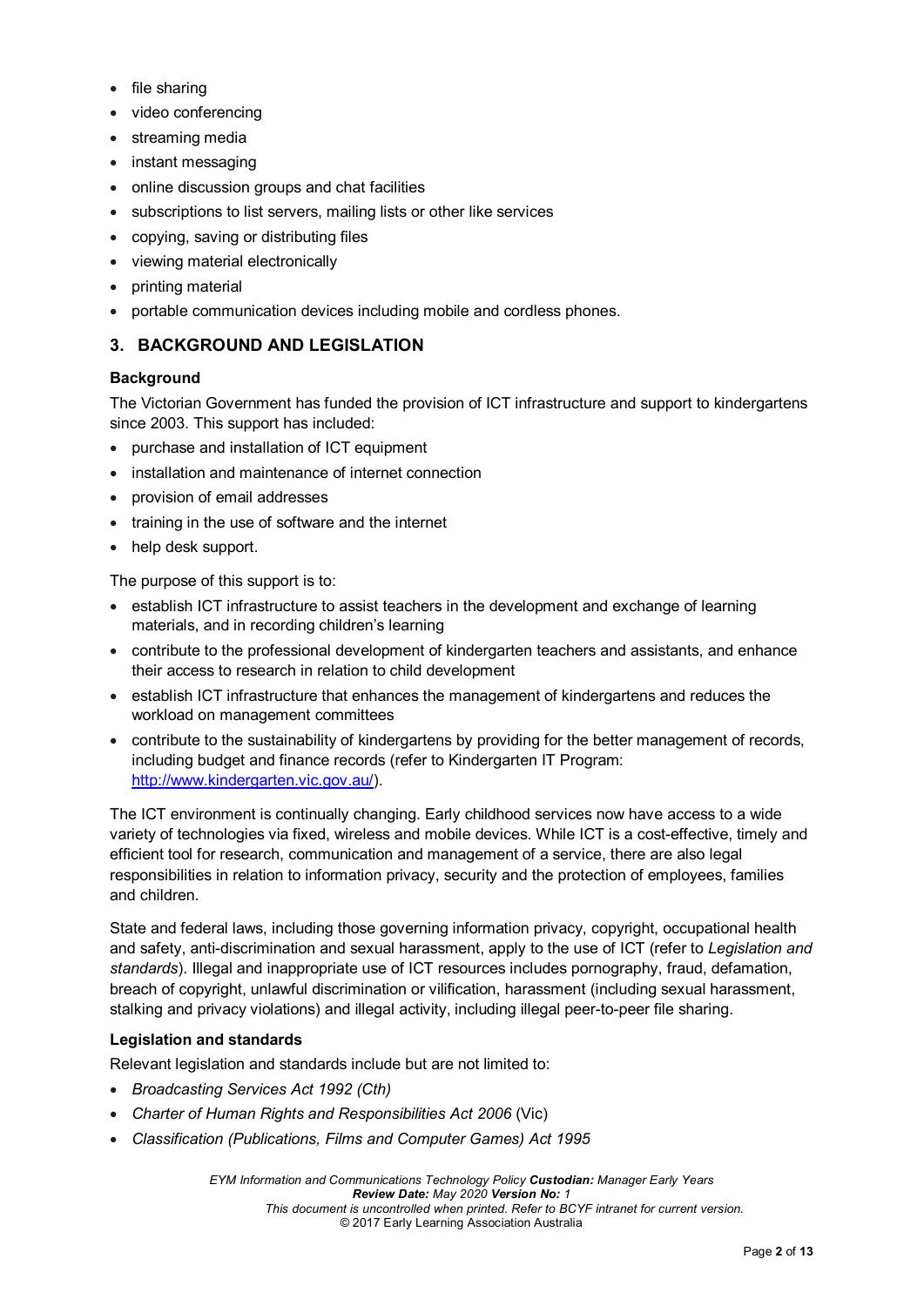- file sharing
- video conferencing
- streaming media
- instant messaging
- online discussion groups and chat facilities
- subscriptions to list servers, mailing lists or other like services
- copying, saving or distributing files
- viewing material electronically
- printing material
- portable communication devices including mobile and cordless phones.

## 3. BACKGROUND AND LEGISLATION

### Background

The Victorian Government has funded the provision of ICT infrastructure and support to kindergartens since 2003. This support has included:

- purchase and installation of ICT equipment
- installation and maintenance of internet connection
- provision of email addresses
- training in the use of software and the internet
- help desk support.

The purpose of this support is to:

- establish ICT infrastructure to assist teachers in the development and exchange of learning materials, and in recording children's learning
- contribute to the professional development of kindergarten teachers and assistants, and enhance their access to research in relation to child development
- establish ICT infrastructure that enhances the management of kindergartens and reduces the workload on management committees
- contribute to the sustainability of kindergartens by providing for the better management of records, including budget and finance records (refer to Kindergarten IT Program: [http://www.kindergarten.vic.gov.au/](http://www.kindergarten.vic.gov.au/)).

The ICT environment is continually changing. Early childhood services now have access to a wide variety of technologies via fixed, wireless and mobile devices. While ICT is a cost-effective, timely and efficient tool for research, communication and management of a service, there are also legal responsibilities in relation to information privacy, security and the protection of employees, families and children.

State and federal laws, including those governing information privacy, copyright, occupational health and safety, anti-discrimination and sexual harassment, apply to the use of ICT (refer to *Legislation and standards*). Illegal and inappropriate use of ICT resources includes pornography, fraud, defamation, breach of copyright, unlawful discrimination or vilification, harassment (including sexual harassment, stalking and privacy violations) and illegal activity, including illegal peer-to-peer file sharing.

### Legislation and standards

Relevant legislation and standards include but are not limited to:

- *Broadcasting Services Act 1992 (Cth)*
- *Charter of Human Rights and Responsibilities Act 2006* (Vic)
- *Classification (Publications, Films and Computer Games) Act 1995*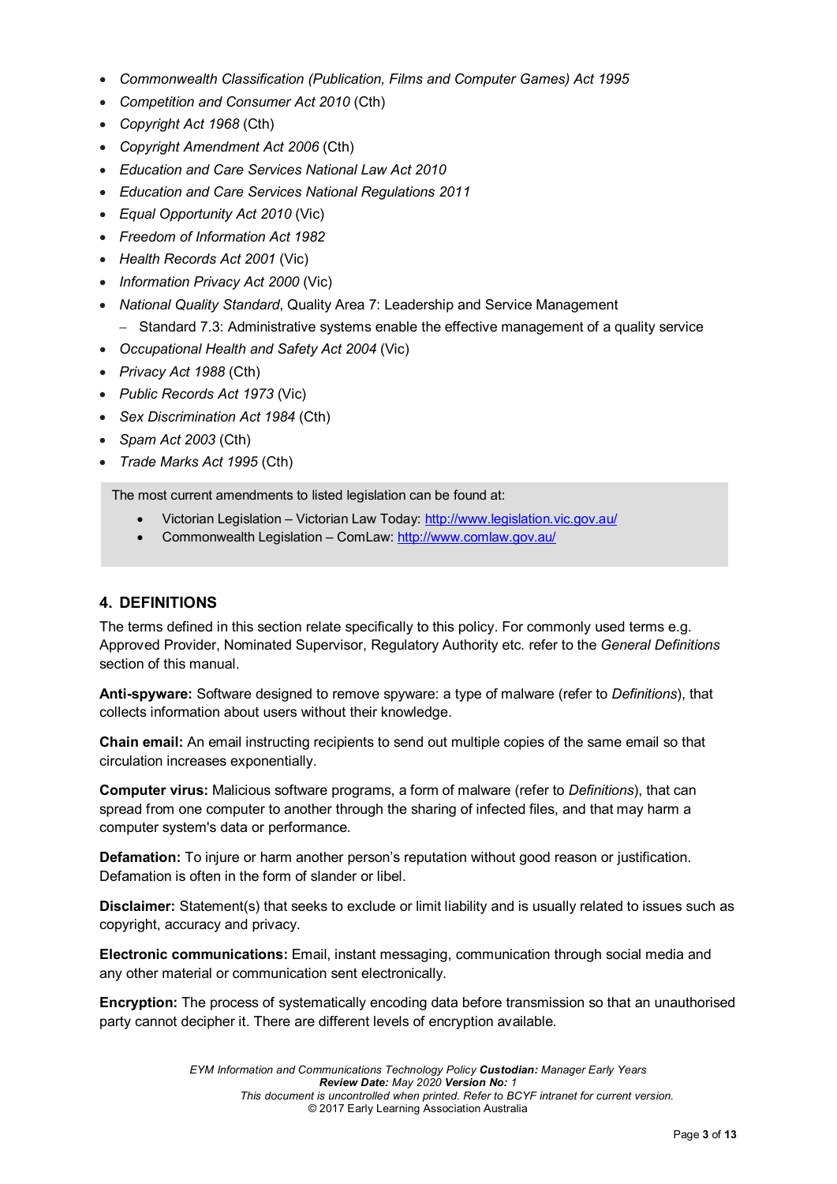- *Commonwealth Classification (Publication, Films and Computer Games) Act 1995*
- *Competition and Consumer Act 2010* (Cth)
- *Copyright Act 1968* (Cth)
- *Copyright Amendment Act 2006* (Cth)
- *Education and Care Services National Law Act 2010*
- *Education and Care Services National Regulations 2011*
- *Equal Opportunity Act 2010* (Vic)
- *Freedom of Information Act 1982*
- *Health Records Act 2001* (Vic)
- *Information Privacy Act 2000* (Vic)
- *National Quality Standard*, Quality Area 7: Leadership and Service Management
  - Standard 7.3: Administrative systems enable the effective management of a quality service
- *Occupational Health and Safety Act 2004* (Vic)
- *Privacy Act 1988* (Cth)
- *Public Records Act 1973* (Vic)
- *Sex Discrimination Act 1984* (Cth)
- *Spam Act 2003* (Cth)
- *Trade Marks Act 1995* (Cth)

The most current amendments to listed legislation can be found at:

- Victorian Legislation – Victorian Law Today: http://www.legislation.vic.gov.au/
- Commonwealth Legislation – ComLaw: http://www.comlaw.gov.au/

## 4. DEFINITIONS

The terms defined in this section relate specifically to this policy. For commonly used terms e.g. Approved Provider, Nominated Supervisor, Regulatory Authority etc. refer to the *General Definitions* section of this manual.

**Anti-spyware:** Software designed to remove spyware: a type of malware (refer to *Definitions*), that collects information about users without their knowledge.

**Chain email:** An email instructing recipients to send out multiple copies of the same email so that circulation increases exponentially.

**Computer virus:** Malicious software programs, a form of malware (refer to *Definitions*), that can spread from one computer to another through the sharing of infected files, and that may harm a computer system's data or performance.

**Defamation:** To injure or harm another person's reputation without good reason or justification. Defamation is often in the form of slander or libel.

**Disclaimer:** Statement(s) that seeks to exclude or limit liability and is usually related to issues such as copyright, accuracy and privacy.

**Electronic communications:** Email, instant messaging, communication through social media and any other material or communication sent electronically.

**Encryption:** The process of systematically encoding data before transmission so that an unauthorised party cannot decipher it. There are different levels of encryption available.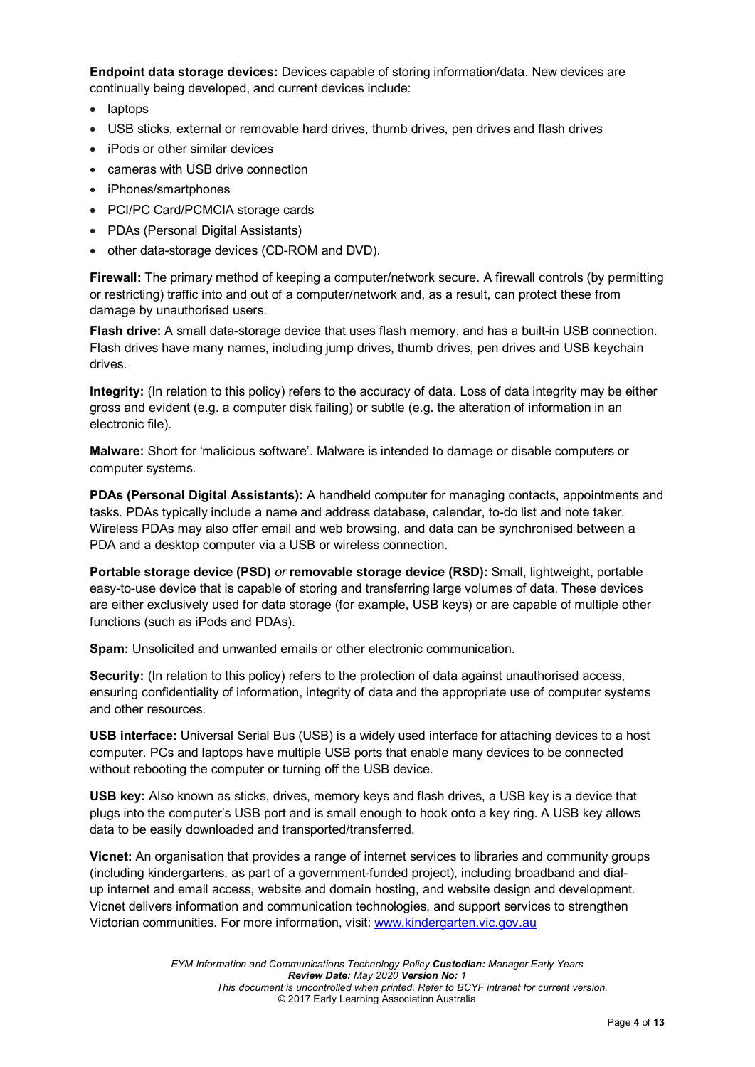**Endpoint data storage devices:** Devices capable of storing information/data. New devices are continually being developed, and current devices include:

- laptops
- USB sticks, external or removable hard drives, thumb drives, pen drives and flash drives
- iPods or other similar devices
- cameras with USB drive connection
- iPhones/smartphones
- PCI/PC Card/PCMCIA storage cards
- PDAs (Personal Digital Assistants)
- other data-storage devices (CD-ROM and DVD).

**Firewall:** The primary method of keeping a computer/network secure. A firewall controls (by permitting or restricting) traffic into and out of a computer/network and, as a result, can protect these from damage by unauthorised users.

**Flash drive:** A small data-storage device that uses flash memory, and has a built-in USB connection. Flash drives have many names, including jump drives, thumb drives, pen drives and USB keychain drives.

**Integrity:** (In relation to this policy) refers to the accuracy of data. Loss of data integrity may be either gross and evident (e.g. a computer disk failing) or subtle (e.g. the alteration of information in an electronic file).

**Malware:** Short for 'malicious software'. Malware is intended to damage or disable computers or computer systems.

**PDAs (Personal Digital Assistants):** A handheld computer for managing contacts, appointments and tasks. PDAs typically include a name and address database, calendar, to-do list and note taker. Wireless PDAs may also offer email and web browsing, and data can be synchronised between a PDA and a desktop computer via a USB or wireless connection.

**Portable storage device (PSD)** *or* **removable storage device (RSD):** Small, lightweight, portable easy-to-use device that is capable of storing and transferring large volumes of data. These devices are either exclusively used for data storage (for example, USB keys) or are capable of multiple other functions (such as iPods and PDAs).

**Spam:** Unsolicited and unwanted emails or other electronic communication.

**Security:** (In relation to this policy) refers to the protection of data against unauthorised access, ensuring confidentiality of information, integrity of data and the appropriate use of computer systems and other resources.

**USB interface:** Universal Serial Bus (USB) is a widely used interface for attaching devices to a host computer. PCs and laptops have multiple USB ports that enable many devices to be connected without rebooting the computer or turning off the USB device.

**USB key:** Also known as sticks, drives, memory keys and flash drives, a USB key is a device that plugs into the computer's USB port and is small enough to hook onto a key ring. A USB key allows data to be easily downloaded and transported/transferred.

**Vicnet:** An organisation that provides a range of internet services to libraries and community groups (including kindergartens, as part of a government-funded project), including broadband and dial-up internet and email access, website and domain hosting, and website design and development. Vicnet delivers information and communication technologies, and support services to strengthen Victorian communities. For more information, visit: [www.kindergarten.vic.gov.au](www.kindergarten.vic.gov.au)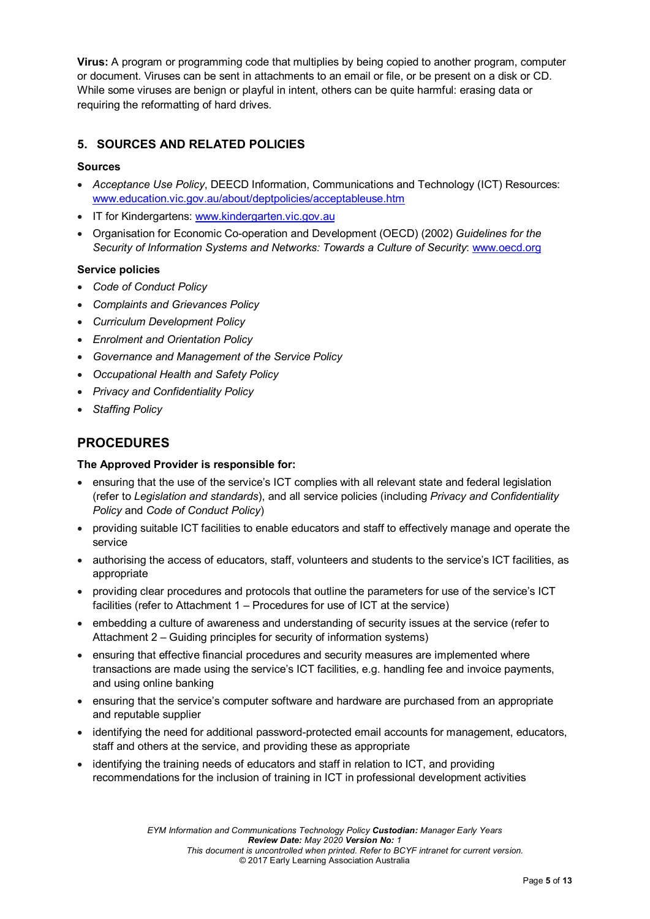**Virus:** A program or programming code that multiplies by being copied to another program, computer or document. Viruses can be sent in attachments to an email or file, or be present on a disk or CD. While some viruses are benign or playful in intent, others can be quite harmful: erasing data or requiring the reformatting of hard drives.

## 5. SOURCES AND RELATED POLICIES

### Sources

- *Acceptance Use Policy*, DEECD Information, Communications and Technology (ICT) Resources: www.education.vic.gov.au/about/deptpolicies/acceptableuse.htm
- IT for Kindergartens: www.kindergarten.vic.gov.au
- Organisation for Economic Co-operation and Development (OECD) (2002) *Guidelines for the Security of Information Systems and Networks: Towards a Culture of Security*: www.oecd.org

### Service policies

- *Code of Conduct Policy*
- *Complaints and Grievances Policy*
- *Curriculum Development Policy*
- *Enrolment and Orientation Policy*
- *Governance and Management of the Service Policy*
- *Occupational Health and Safety Policy*
- *Privacy and Confidentiality Policy*
- *Staffing Policy*

# PROCEDURES

### The Approved Provider is responsible for:

- ensuring that the use of the service's ICT complies with all relevant state and federal legislation (refer to *Legislation and standards*), and all service policies (including *Privacy and Confidentiality Policy* and *Code of Conduct Policy*)
- providing suitable ICT facilities to enable educators and staff to effectively manage and operate the service
- authorising the access of educators, staff, volunteers and students to the service's ICT facilities, as appropriate
- providing clear procedures and protocols that outline the parameters for use of the service's ICT facilities (refer to Attachment 1 – Procedures for use of ICT at the service)
- embedding a culture of awareness and understanding of security issues at the service (refer to Attachment 2 – Guiding principles for security of information systems)
- ensuring that effective financial procedures and security measures are implemented where transactions are made using the service's ICT facilities, e.g. handling fee and invoice payments, and using online banking
- ensuring that the service's computer software and hardware are purchased from an appropriate and reputable supplier
- identifying the need for additional password-protected email accounts for management, educators, staff and others at the service, and providing these as appropriate
- identifying the training needs of educators and staff in relation to ICT, and providing recommendations for the inclusion of training in ICT in professional development activities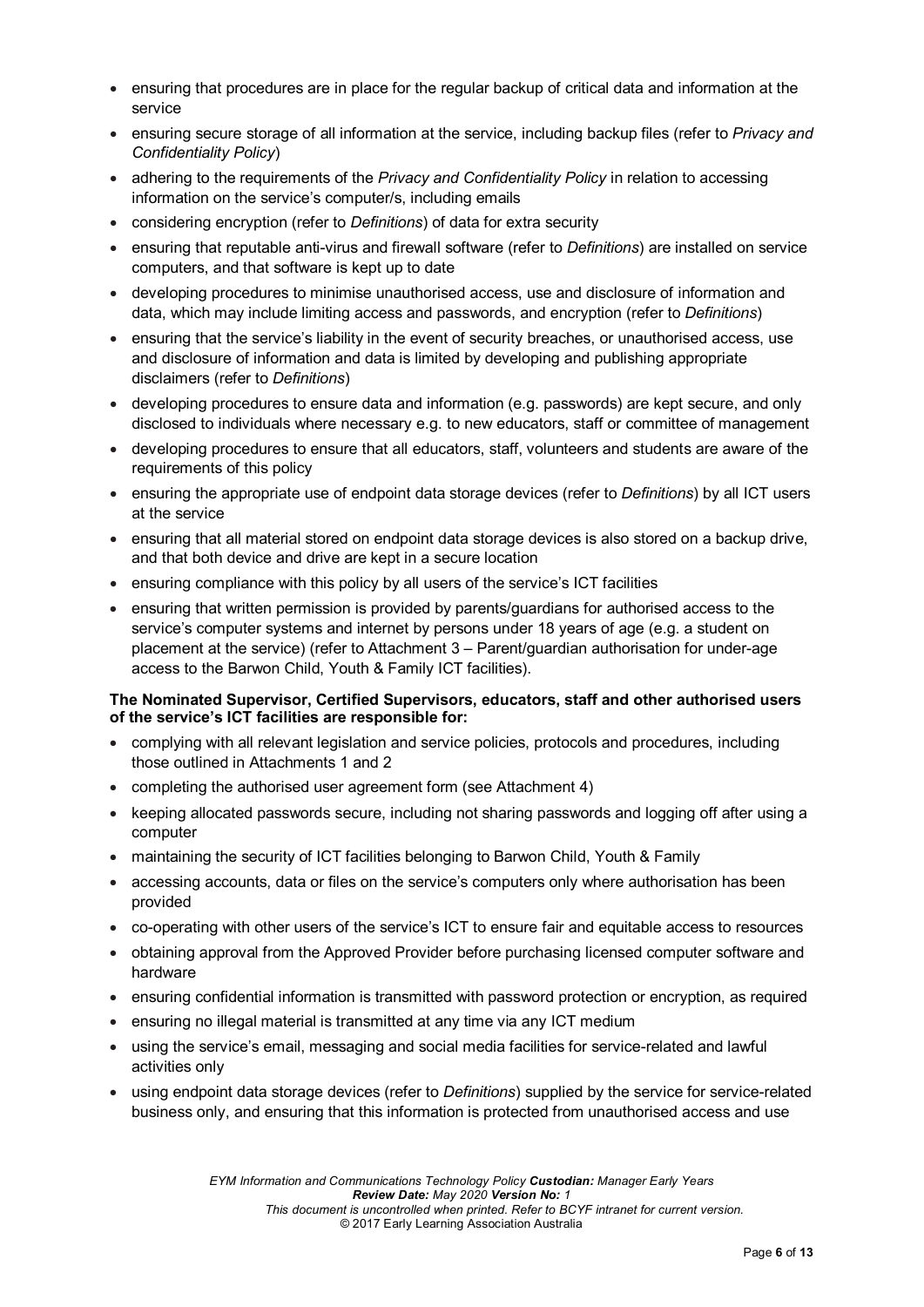- ensuring that procedures are in place for the regular backup of critical data and information at the service
- ensuring secure storage of all information at the service, including backup files (refer to *Privacy and Confidentiality Policy*)
- adhering to the requirements of the *Privacy and Confidentiality Policy* in relation to accessing information on the service's computer/s, including emails
- considering encryption (refer to *Definitions*) of data for extra security
- ensuring that reputable anti-virus and firewall software (refer to *Definitions*) are installed on service computers, and that software is kept up to date
- developing procedures to minimise unauthorised access, use and disclosure of information and data, which may include limiting access and passwords, and encryption (refer to *Definitions*)
- ensuring that the service's liability in the event of security breaches, or unauthorised access, use and disclosure of information and data is limited by developing and publishing appropriate disclaimers (refer to *Definitions*)
- developing procedures to ensure data and information (e.g. passwords) are kept secure, and only disclosed to individuals where necessary e.g. to new educators, staff or committee of management
- developing procedures to ensure that all educators, staff, volunteers and students are aware of the requirements of this policy
- ensuring the appropriate use of endpoint data storage devices (refer to *Definitions*) by all ICT users at the service
- ensuring that all material stored on endpoint data storage devices is also stored on a backup drive, and that both device and drive are kept in a secure location
- ensuring compliance with this policy by all users of the service's ICT facilities
- ensuring that written permission is provided by parents/guardians for authorised access to the service's computer systems and internet by persons under 18 years of age (e.g. a student on placement at the service) (refer to Attachment 3 – Parent/guardian authorisation for under-age access to the Barwon Child, Youth & Family ICT facilities).

**The Nominated Supervisor, Certified Supervisors, educators, staff and other authorised users of the service's ICT facilities are responsible for:**

- complying with all relevant legislation and service policies, protocols and procedures, including those outlined in Attachments 1 and 2
- completing the authorised user agreement form (see Attachment 4)
- keeping allocated passwords secure, including not sharing passwords and logging off after using a computer
- maintaining the security of ICT facilities belonging to Barwon Child, Youth & Family
- accessing accounts, data or files on the service's computers only where authorisation has been provided
- co-operating with other users of the service's ICT to ensure fair and equitable access to resources
- obtaining approval from the Approved Provider before purchasing licensed computer software and hardware
- ensuring confidential information is transmitted with password protection or encryption, as required
- ensuring no illegal material is transmitted at any time via any ICT medium
- using the service's email, messaging and social media facilities for service-related and lawful activities only
- using endpoint data storage devices (refer to *Definitions*) supplied by the service for service-related business only, and ensuring that this information is protected from unauthorised access and use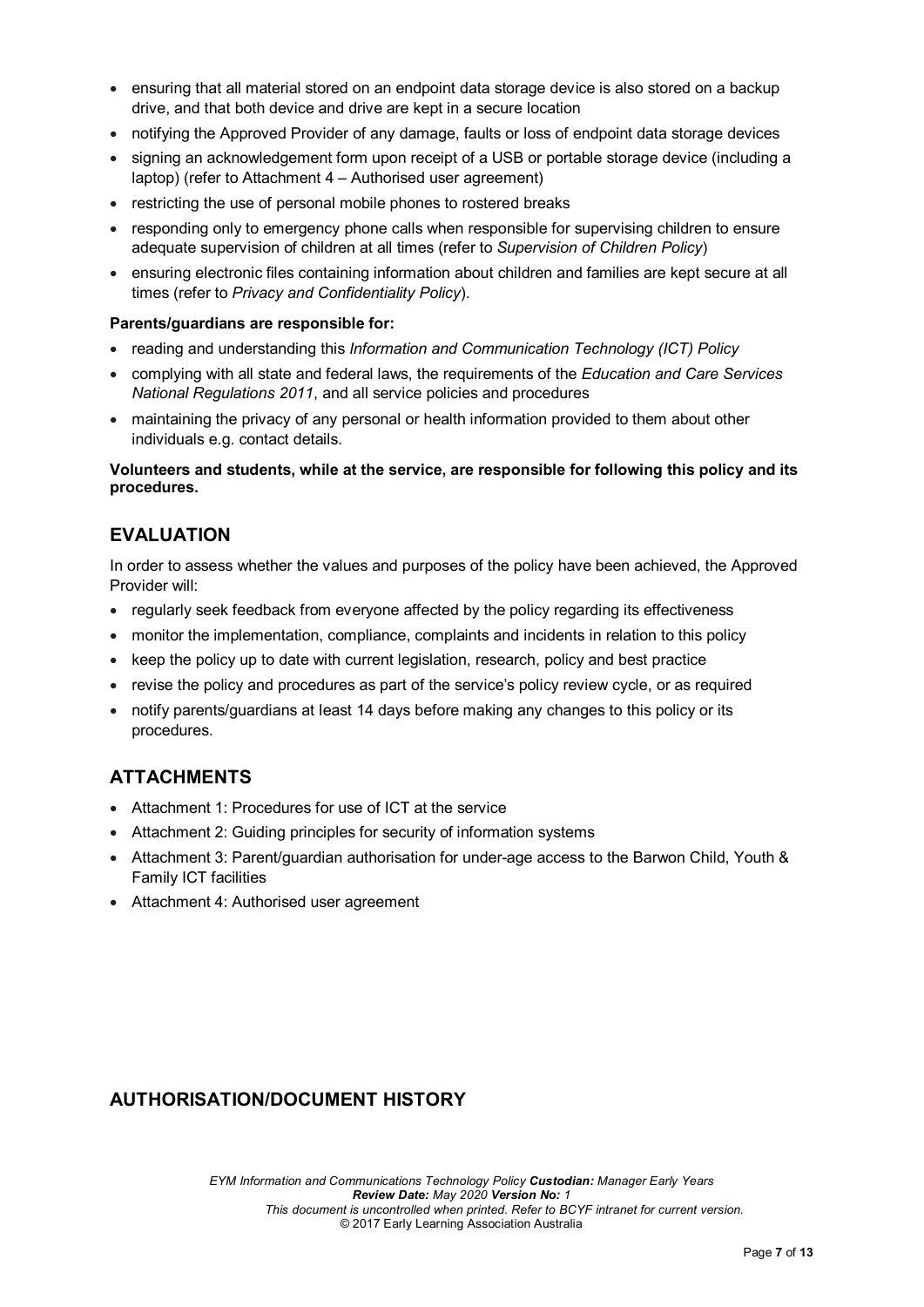- ensuring that all material stored on an endpoint data storage device is also stored on a backup drive, and that both device and drive are kept in a secure location
- notifying the Approved Provider of any damage, faults or loss of endpoint data storage devices
- signing an acknowledgement form upon receipt of a USB or portable storage device (including a laptop) (refer to Attachment 4 – Authorised user agreement)
- restricting the use of personal mobile phones to rostered breaks
- responding only to emergency phone calls when responsible for supervising children to ensure adequate supervision of children at all times (refer to *Supervision of Children Policy*)
- ensuring electronic files containing information about children and families are kept secure at all times (refer to *Privacy and Confidentiality Policy*).

**Parents/guardians are responsible for:**

- reading and understanding this *Information and Communication Technology (ICT) Policy*
- complying with all state and federal laws, the requirements of the *Education and Care Services National Regulations 2011*, and all service policies and procedures
- maintaining the privacy of any personal or health information provided to them about other individuals e.g. contact details.

**Volunteers and students, while at the service, are responsible for following this policy and its procedures.**

## EVALUATION

In order to assess whether the values and purposes of the policy have been achieved, the Approved Provider will:

- regularly seek feedback from everyone affected by the policy regarding its effectiveness
- monitor the implementation, compliance, complaints and incidents in relation to this policy
- keep the policy up to date with current legislation, research, policy and best practice
- revise the policy and procedures as part of the service's policy review cycle, or as required
- notify parents/guardians at least 14 days before making any changes to this policy or its procedures.

## ATTACHMENTS

- Attachment 1: Procedures for use of ICT at the service
- Attachment 2: Guiding principles for security of information systems
- Attachment 3: Parent/guardian authorisation for under-age access to the Barwon Child, Youth & Family ICT facilities
- Attachment 4: Authorised user agreement

## AUTHORISATION/DOCUMENT HISTORY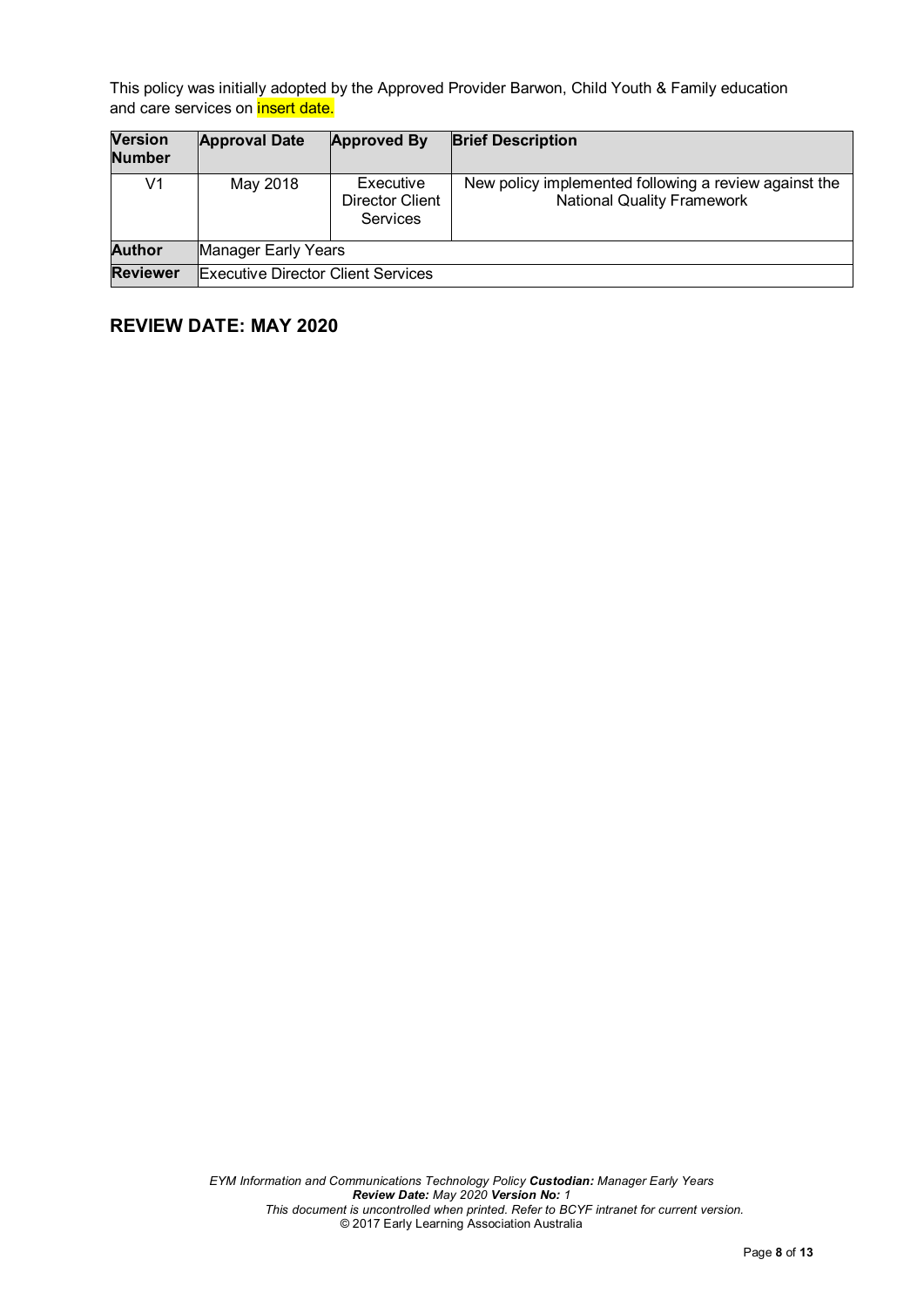This policy was initially adopted by the Approved Provider Barwon, Child Youth & Family education and care services on insert date.

| Version Number | Approval Date | Approved By | Brief Description |
|---|---|---|---|
| V1 | May 2018 | Executive Director Client Services | New policy implemented following a review against the National Quality Framework |
| **Author** | Manager Early Years | | |
| **Reviewer** | Executive Director Client Services | | |

## REVIEW DATE: MAY 2020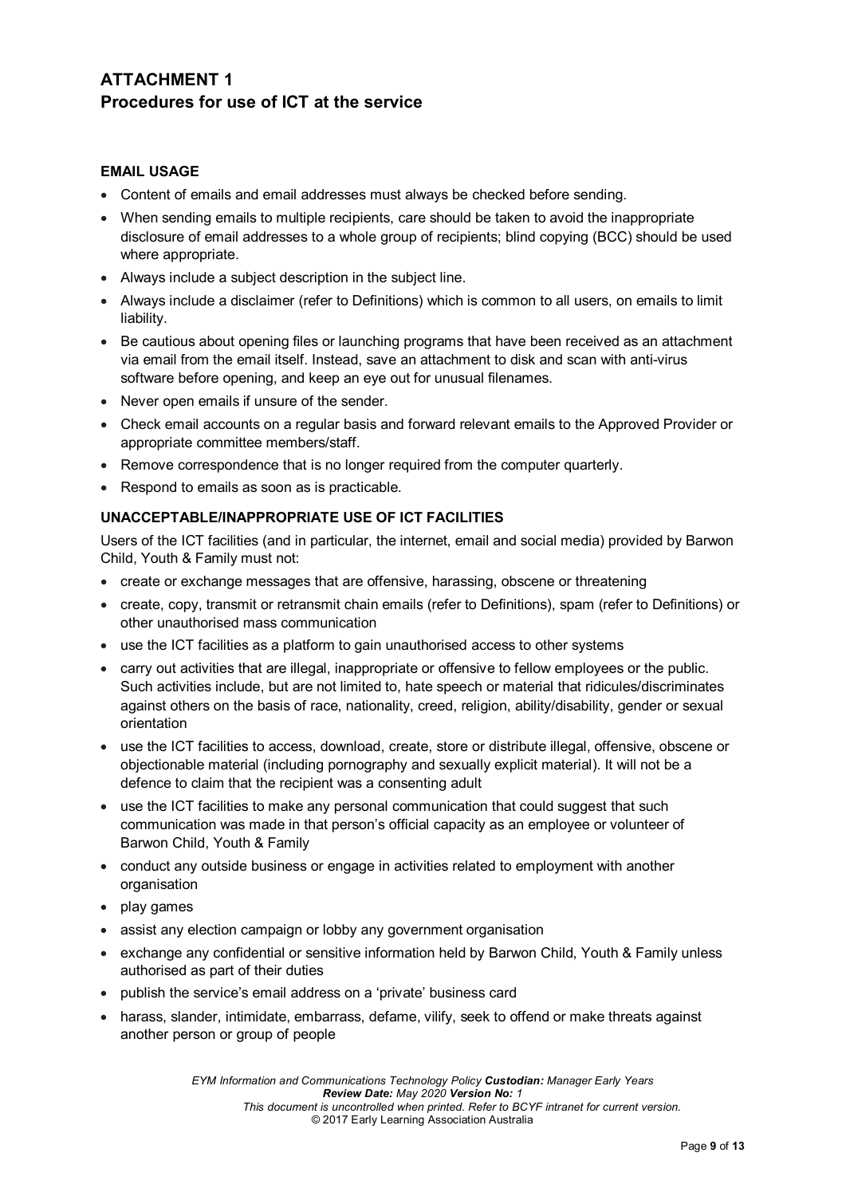# ATTACHMENT 1
## Procedures for use of ICT at the service

### EMAIL USAGE

- Content of emails and email addresses must always be checked before sending.
- When sending emails to multiple recipients, care should be taken to avoid the inappropriate disclosure of email addresses to a whole group of recipients; blind copying (BCC) should be used where appropriate.
- Always include a subject description in the subject line.
- Always include a disclaimer (refer to Definitions) which is common to all users, on emails to limit liability.
- Be cautious about opening files or launching programs that have been received as an attachment via email from the email itself. Instead, save an attachment to disk and scan with anti-virus software before opening, and keep an eye out for unusual filenames.
- Never open emails if unsure of the sender.
- Check email accounts on a regular basis and forward relevant emails to the Approved Provider or appropriate committee members/staff.
- Remove correspondence that is no longer required from the computer quarterly.
- Respond to emails as soon as is practicable.

### UNACCEPTABLE/INAPPROPRIATE USE OF ICT FACILITIES

Users of the ICT facilities (and in particular, the internet, email and social media) provided by Barwon Child, Youth & Family must not:

- create or exchange messages that are offensive, harassing, obscene or threatening
- create, copy, transmit or retransmit chain emails (refer to Definitions), spam (refer to Definitions) or other unauthorised mass communication
- use the ICT facilities as a platform to gain unauthorised access to other systems
- carry out activities that are illegal, inappropriate or offensive to fellow employees or the public. Such activities include, but are not limited to, hate speech or material that ridicules/discriminates against others on the basis of race, nationality, creed, religion, ability/disability, gender or sexual orientation
- use the ICT facilities to access, download, create, store or distribute illegal, offensive, obscene or objectionable material (including pornography and sexually explicit material). It will not be a defence to claim that the recipient was a consenting adult
- use the ICT facilities to make any personal communication that could suggest that such communication was made in that person's official capacity as an employee or volunteer of Barwon Child, Youth & Family
- conduct any outside business or engage in activities related to employment with another organisation
- play games
- assist any election campaign or lobby any government organisation
- exchange any confidential or sensitive information held by Barwon Child, Youth & Family unless authorised as part of their duties
- publish the service's email address on a 'private' business card
- harass, slander, intimidate, embarrass, defame, vilify, seek to offend or make threats against another person or group of people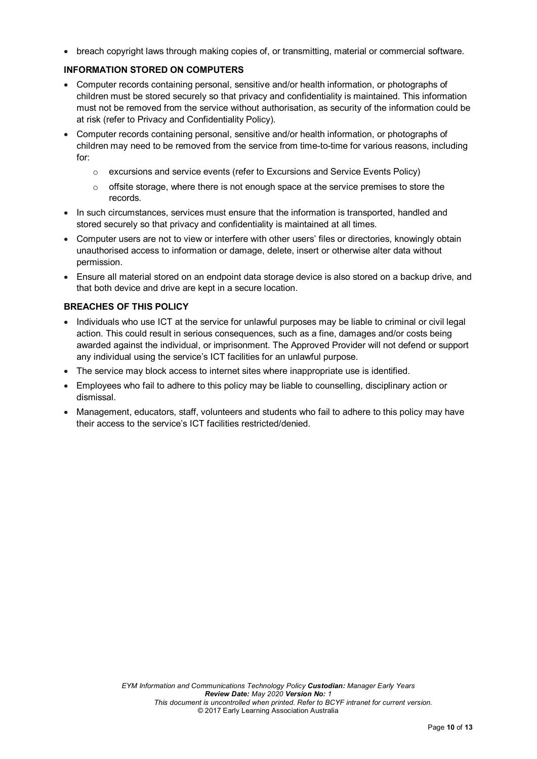- breach copyright laws through making copies of, or transmitting, material or commercial software.

**INFORMATION STORED ON COMPUTERS**

- Computer records containing personal, sensitive and/or health information, or photographs of children must be stored securely so that privacy and confidentiality is maintained. This information must not be removed from the service without authorisation, as security of the information could be at risk (refer to Privacy and Confidentiality Policy).
- Computer records containing personal, sensitive and/or health information, or photographs of children may need to be removed from the service from time-to-time for various reasons, including for:
  - excursions and service events (refer to Excursions and Service Events Policy)
  - offsite storage, where there is not enough space at the service premises to store the records.
- In such circumstances, services must ensure that the information is transported, handled and stored securely so that privacy and confidentiality is maintained at all times.
- Computer users are not to view or interfere with other users' files or directories, knowingly obtain unauthorised access to information or damage, delete, insert or otherwise alter data without permission.
- Ensure all material stored on an endpoint data storage device is also stored on a backup drive, and that both device and drive are kept in a secure location.

**BREACHES OF THIS POLICY**

- Individuals who use ICT at the service for unlawful purposes may be liable to criminal or civil legal action. This could result in serious consequences, such as a fine, damages and/or costs being awarded against the individual, or imprisonment. The Approved Provider will not defend or support any individual using the service's ICT facilities for an unlawful purpose.
- The service may block access to internet sites where inappropriate use is identified.
- Employees who fail to adhere to this policy may be liable to counselling, disciplinary action or dismissal.
- Management, educators, staff, volunteers and students who fail to adhere to this policy may have their access to the service's ICT facilities restricted/denied.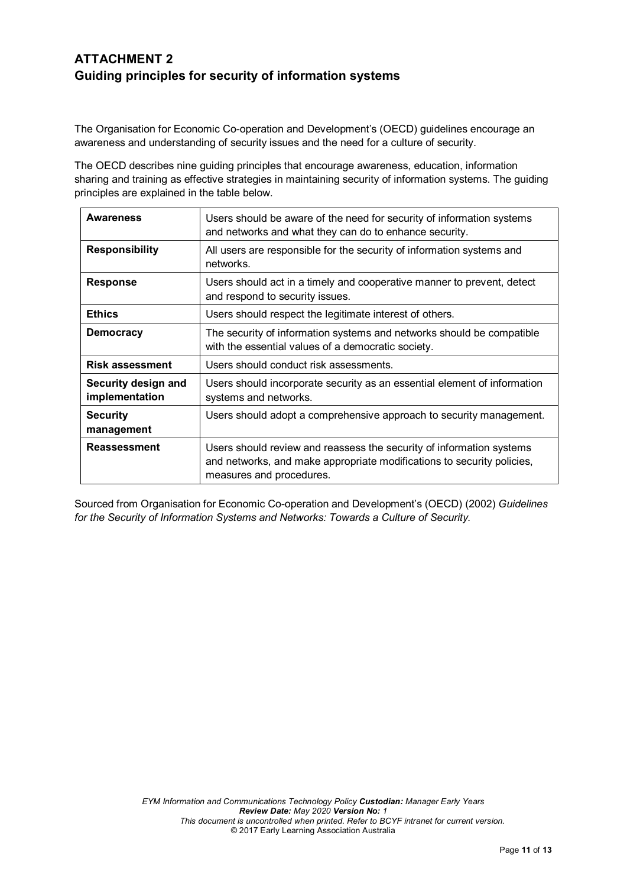## ATTACHMENT 2
## Guiding principles for security of information systems

The Organisation for Economic Co-operation and Development's (OECD) guidelines encourage an awareness and understanding of security issues and the need for a culture of security.

The OECD describes nine guiding principles that encourage awareness, education, information sharing and training as effective strategies in maintaining security of information systems. The guiding principles are explained in the table below.

| | |
|---|---|
| **Awareness** | Users should be aware of the need for security of information systems and networks and what they can do to enhance security. |
| **Responsibility** | All users are responsible for the security of information systems and networks. |
| **Response** | Users should act in a timely and cooperative manner to prevent, detect and respond to security issues. |
| **Ethics** | Users should respect the legitimate interest of others. |
| **Democracy** | The security of information systems and networks should be compatible with the essential values of a democratic society. |
| **Risk assessment** | Users should conduct risk assessments. |
| **Security design and implementation** | Users should incorporate security as an essential element of information systems and networks. |
| **Security management** | Users should adopt a comprehensive approach to security management. |
| **Reassessment** | Users should review and reassess the security of information systems and networks, and make appropriate modifications to security policies, measures and procedures. |

Sourced from Organisation for Economic Co-operation and Development's (OECD) (2002) *Guidelines for the Security of Information Systems and Networks: Towards a Culture of Security.*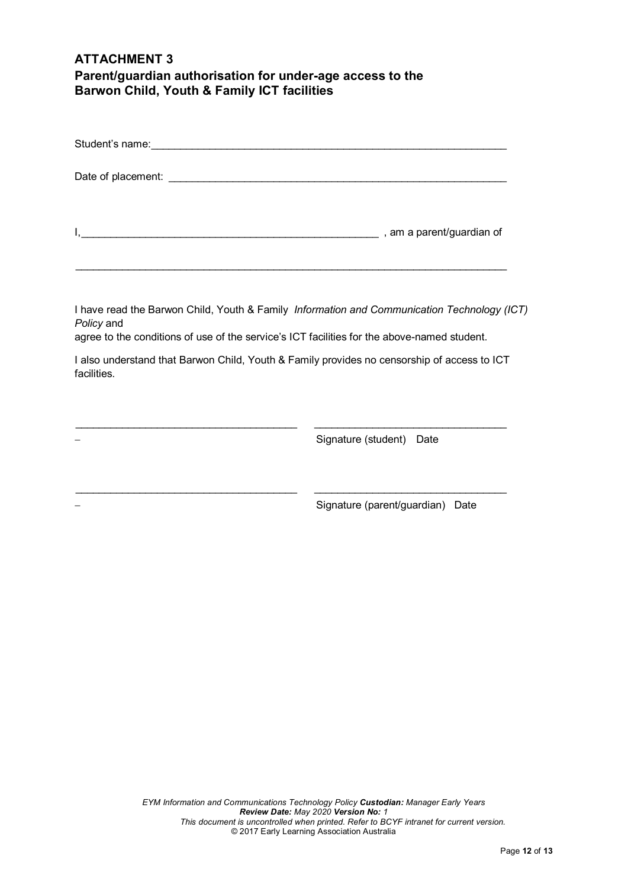## ATTACHMENT 3
## Parent/guardian authorisation for under-age access to the Barwon Child, Youth & Family ICT facilities

Student's name:_______________________________________________________________

Date of placement: ____________________________________________________________

I,_____________________________________________________ , am a parent/guardian of

_____________________________________________________________________________

I have read the Barwon Child, Youth & Family *Information and Communication Technology (ICT) Policy* and
agree to the conditions of use of the service's ICT facilities for the above-named student.

I also understand that Barwon Child, Youth & Family provides no censorship of access to ICT facilities.

_______________________________________ _________________________________
– Signature (student) Date

_______________________________________ _________________________________
– Signature (parent/guardian) Date

*EYM Information and Communications Technology Policy* ***Custodian:*** *Manager Early Years*
***Review Date:*** *May 2020* ***Version No:*** *1*
*This document is uncontrolled when printed. Refer to BCYF intranet for current version.*
© 2017 Early Learning Association Australia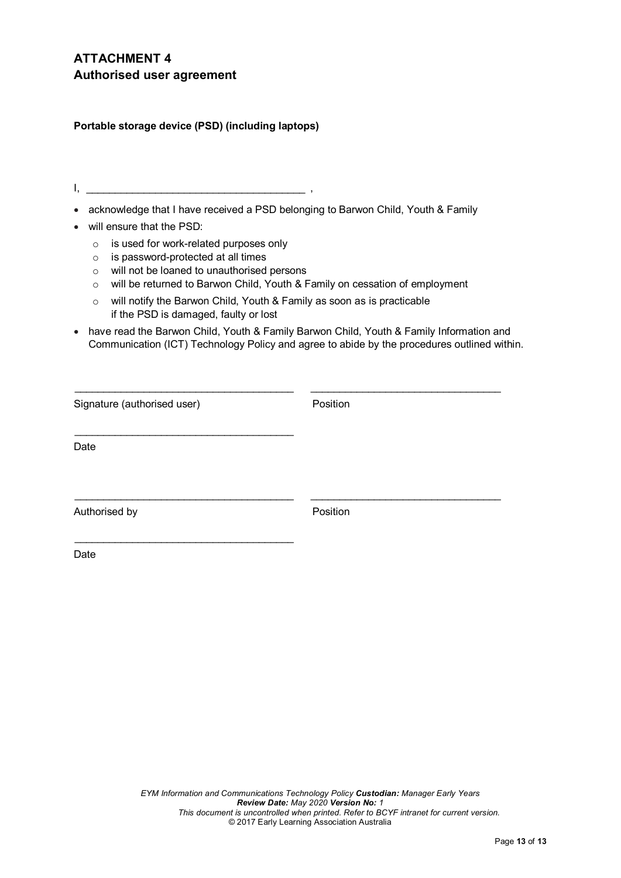## ATTACHMENT 4
## Authorised user agreement

**Portable storage device (PSD) (including laptops)**

I, ______________________________________ ,

- acknowledge that I have received a PSD belonging to Barwon Child, Youth & Family
- will ensure that the PSD:
  - is used for work-related purposes only
  - is password-protected at all times
  - will not be loaned to unauthorised persons
  - will be returned to Barwon Child, Youth & Family on cessation of employment
  - will notify the Barwon Child, Youth & Family as soon as is practicable if the PSD is damaged, faulty or lost
- have read the Barwon Child, Youth & Family Barwon Child, Youth & Family Information and Communication (ICT) Technology Policy and agree to abide by the procedures outlined within.

______________________________________ ________________________________

Signature (authorised user) Position

______________________________________

Date

______________________________________ ________________________________

Authorised by Position

______________________________________

Date

*EYM Information and Communications Technology Policy* ***Custodian:*** *Manager Early Years*
***Review Date:*** *May 2020* ***Version No:*** *1*
*This document is uncontrolled when printed. Refer to BCYF intranet for current version.*
© 2017 Early Learning Association Australia